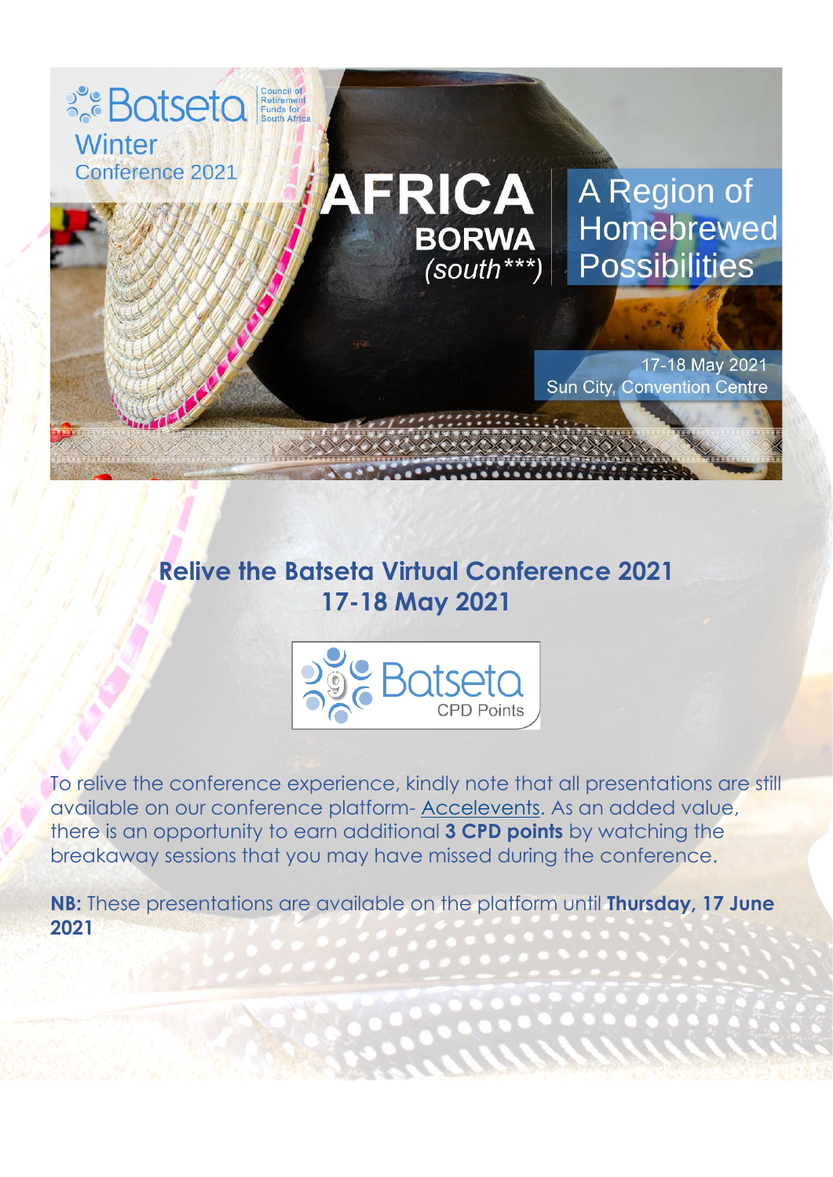Batseta Council of Retirement Funds for South Africa

Winter Conference 2021

# AFRICA BORWA (south***)

A Region of Homebrewed Possibilities

17-18 May 2021
Sun City, Convention Centre

## Relive the Batseta Virtual Conference 2021 17-18 May 2021

9 Batseta CPD Points

To relive the conference experience, kindly note that all presentations are still available on our conference platform- Accelevents. As an added value, there is an opportunity to earn additional **3 CPD points** by watching the breakaway sessions that you may have missed during the conference.

**NB:** These presentations are available on the platform until **Thursday, 17 June 2021**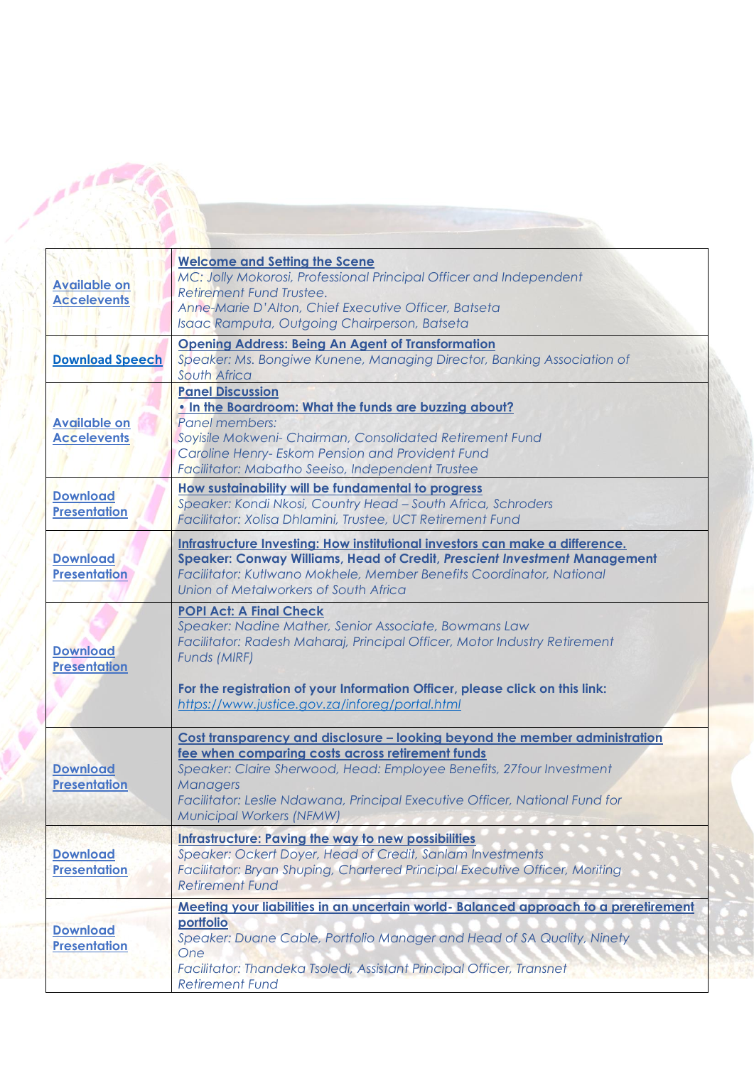| | |
|---|---|
| Available on Accelevents | **Welcome and Setting the Scene**<br>*MC: Jolly Mokorosi, Professional Principal Officer and Independent Retirement Fund Trustee.*<br>*Anne-Marie D'Alton, Chief Executive Officer, Batseta*<br>*Isaac Ramputa, Outgoing Chairperson, Batseta* |
| Download Speech | **Opening Address: Being An Agent of Transformation**<br>*Speaker: Ms. Bongiwe Kunene, Managing Director, Banking Association of South Africa* |
| Available on Accelevents | **Panel Discussion**<br>**• In the Boardroom: What the funds are buzzing about?**<br>*Panel members:*<br>*Soyisile Mokweni- Chairman, Consolidated Retirement Fund*<br>*Caroline Henry- Eskom Pension and Provident Fund*<br>*Facilitator: Mabatho Seeiso, Independent Trustee* |
| Download Presentation | **How sustainability will be fundamental to progress**<br>*Speaker: Kondi Nkosi, Country Head – South Africa, Schroders*<br>*Facilitator: Xolisa Dhlamini, Trustee, UCT Retirement Fund* |
| Download Presentation | **Infrastructure Investing: How institutional investors can make a difference.**<br>**Speaker: Conway Williams, Head of Credit, *Prescient Investment* Management**<br>*Facilitator: Kutlwano Mokhele, Member Benefits Coordinator, National Union of Metalworkers of South Africa* |
| Download Presentation | **POPI Act: A Final Check**<br>*Speaker: Nadine Mather, Senior Associate, Bowmans Law*<br>*Facilitator: Radesh Maharaj, Principal Officer, Motor Industry Retirement Funds (MIRF)*<br><br>**For the registration of your Information Officer, please click on this link:**<br>*https://www.justice.gov.za/inforeg/portal.html* |
| Download Presentation | **Cost transparency and disclosure – looking beyond the member administration fee when comparing costs across retirement funds**<br>*Speaker: Claire Sherwood, Head: Employee Benefits, 27four Investment Managers*<br>*Facilitator: Leslie Ndawana, Principal Executive Officer, National Fund for Municipal Workers (NFMW)* |
| Download Presentation | **Infrastructure: Paving the way to new possibilities**<br>*Speaker: Ockert Doyer, Head of Credit, Sanlam Investments*<br>*Facilitator: Bryan Shuping, Chartered Principal Executive Officer, Moriting Retirement Fund* |
| Download Presentation | **Meeting your liabilities in an uncertain world- Balanced approach to a preretirement portfolio**<br>*Speaker: Duane Cable, Portfolio Manager and Head of SA Quality, Ninety One*<br>*Facilitator: Thandeka Tsoledi, Assistant Principal Officer, Transnet Retirement Fund* |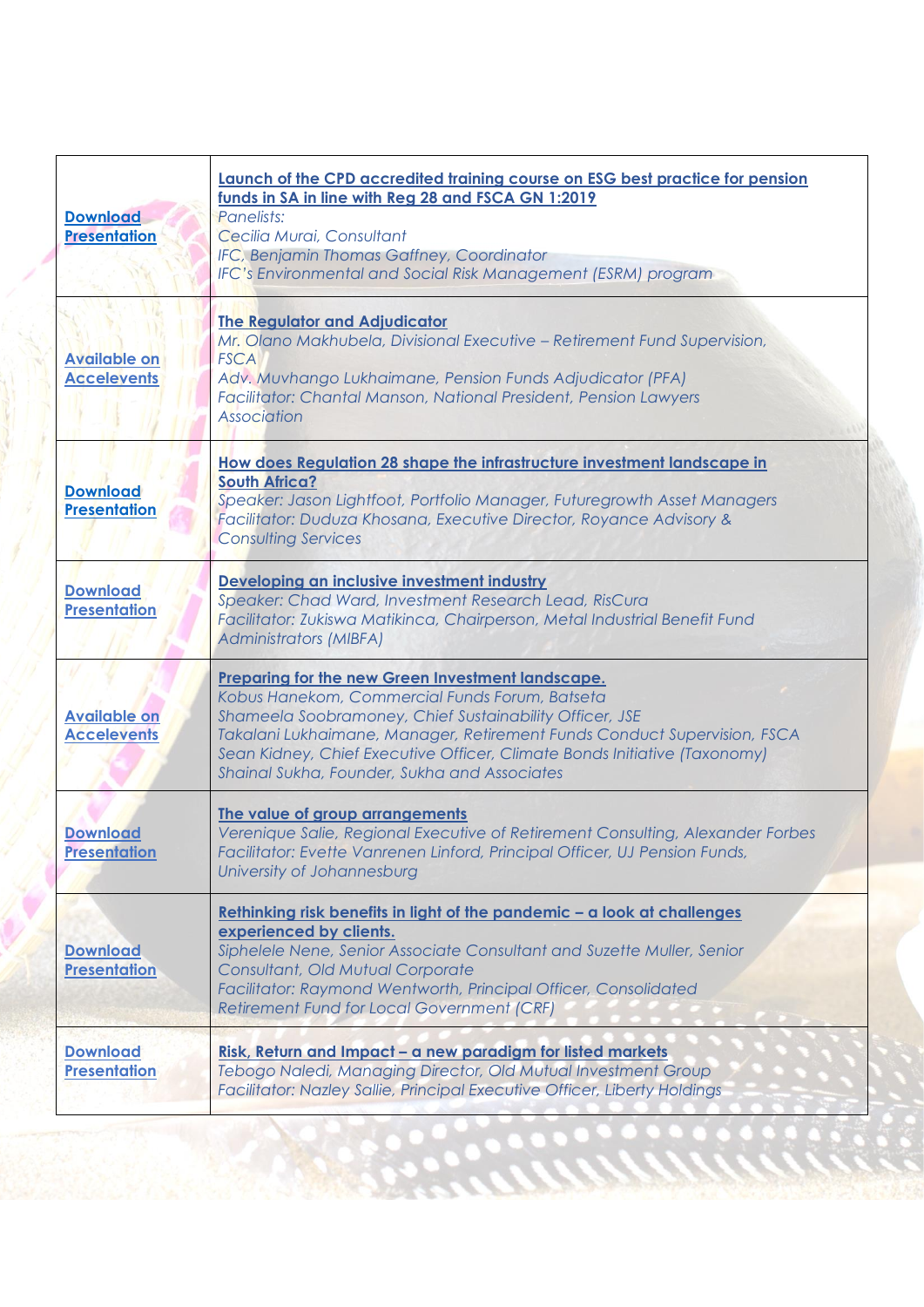| | |
|---|---|
| Download Presentation | **Launch of the CPD accredited training course on ESG best practice for pension funds in SA in line with Reg 28 and FSCA GN 1:2019**<br>*Panelists:*<br>*Cecilia Murai, Consultant*<br>*IFC, Benjamin Thomas Gaffney, Coordinator*<br>*IFC's Environmental and Social Risk Management (ESRM) program* |
| Available on Accelevents | **The Regulator and Adjudicator**<br>*Mr. Olano Makhubela, Divisional Executive – Retirement Fund Supervision, FSCA*<br>*Adv. Muvhango Lukhaimane, Pension Funds Adjudicator (PFA)*<br>*Facilitator: Chantal Manson, National President, Pension Lawyers Association* |
| Download Presentation | **How does Regulation 28 shape the infrastructure investment landscape in South Africa?**<br>*Speaker: Jason Lightfoot, Portfolio Manager, Futuregrowth Asset Managers*<br>*Facilitator: Duduza Khosana, Executive Director, Royance Advisory & Consulting Services* |
| Download Presentation | **Developing an inclusive investment industry**<br>*Speaker: Chad Ward, Investment Research Lead, RisCura*<br>*Facilitator: Zukiswa Matikinca, Chairperson, Metal Industrial Benefit Fund Administrators (MIBFA)* |
| Available on Accelevents | **Preparing for the new Green Investment landscape.**<br>*Kobus Hanekom, Commercial Funds Forum, Batseta*<br>*Shameela Soobramoney, Chief Sustainability Officer, JSE*<br>*Takalani Lukhaimane, Manager, Retirement Funds Conduct Supervision, FSCA*<br>*Sean Kidney, Chief Executive Officer, Climate Bonds Initiative (Taxonomy)*<br>*Shainal Sukha, Founder, Sukha and Associates* |
| Download Presentation | **The value of group arrangements**<br>*Verenique Salie, Regional Executive of Retirement Consulting, Alexander Forbes*<br>*Facilitator: Evette Vanrenen Linford, Principal Officer, UJ Pension Funds, University of Johannesburg* |
| Download Presentation | **Rethinking risk benefits in light of the pandemic – a look at challenges experienced by clients.**<br>*Siphelele Nene, Senior Associate Consultant and Suzette Muller, Senior Consultant, Old Mutual Corporate*<br>*Facilitator: Raymond Wentworth, Principal Officer, Consolidated Retirement Fund for Local Government (CRF)* |
| Download Presentation | **Risk, Return and Impact – a new paradigm for listed markets**<br>*Tebogo Naledi, Managing Director, Old Mutual Investment Group*<br>*Facilitator: Nazley Sallie, Principal Executive Officer, Liberty Holdings* |